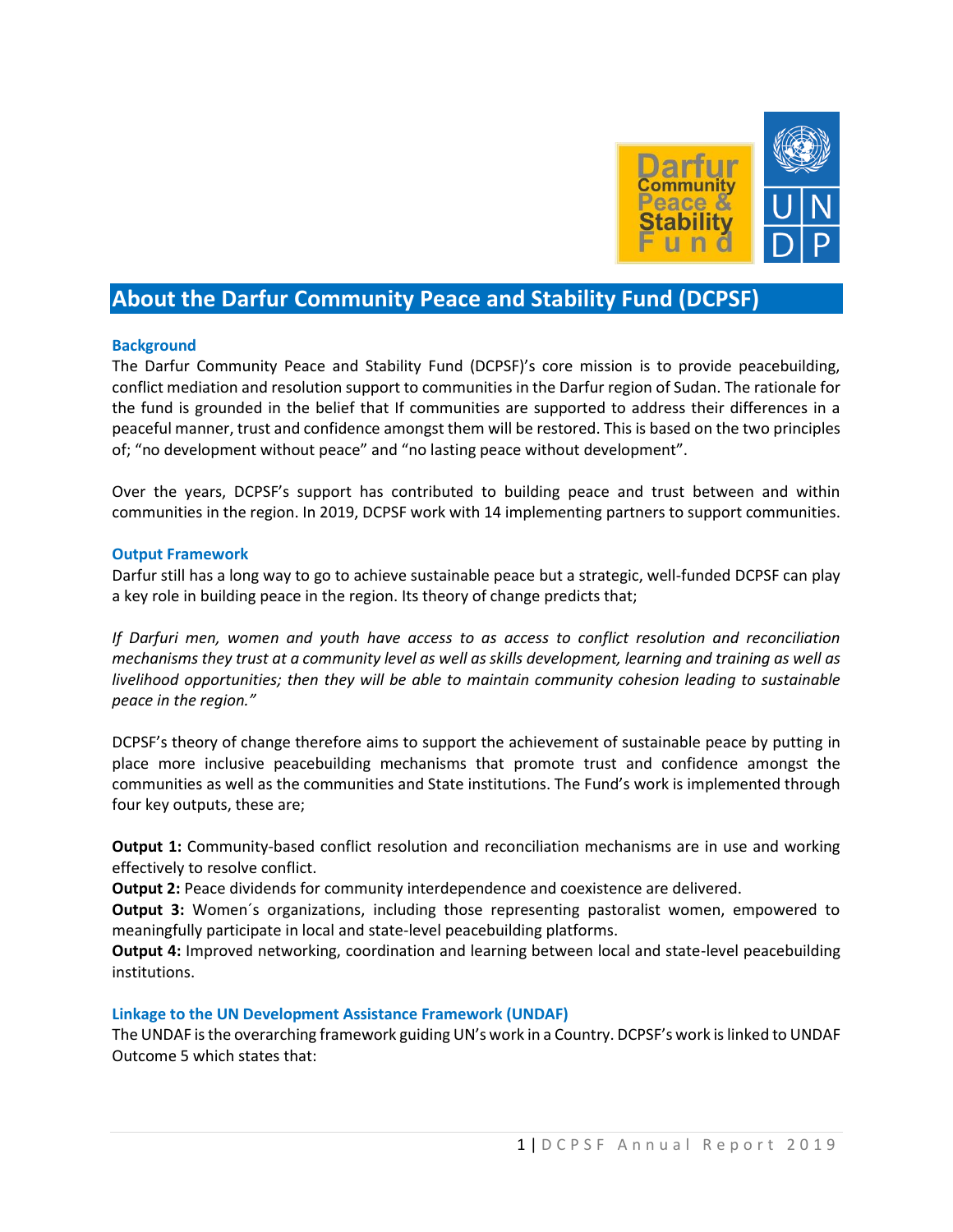# About the Darfur Community Peace and Stability Fund (DCPSF)

### Background

The Darfur Community Peace and Stability Fund (DCPSF)'s core mission is to provide peacebuilding, conflict mediation and resolution support to communities in the Darfur region of Sudan. The rationale for the fund is grounded in the belief that If communities are supported to address their differences in a peaceful manner, trust and confidence amongst them will be restored. This is based on the two principles of; "no development without peace" and "no lasting peace without development".

Over the years, DCPSF's support has contributed to building peace and trust between and within communities in the region. In 2019, DCPSF work with 14 implementing partners to support communities.

### Output Framework

Darfur still has a long way to go to achieve sustainable peace but a strategic, well-funded DCPSF can play a key role in building peace in the region. Its theory of change predicts that;

*If Darfuri men, women and youth have access to as access to conflict resolution and reconciliation mechanisms they trust at a community level as well as skills development, learning and training as well as livelihood opportunities; then they will be able to maintain community cohesion leading to sustainable peace in the region."*

DCPSF's theory of change therefore aims to support the achievement of sustainable peace by putting in place more inclusive peacebuilding mechanisms that promote trust and confidence amongst the communities as well as the communities and State institutions. The Fund's work is implemented through four key outputs, these are;

**Output 1:** Community-based conflict resolution and reconciliation mechanisms are in use and working effectively to resolve conflict.
**Output 2:** Peace dividends for community interdependence and coexistence are delivered.
**Output 3:** Women´s organizations, including those representing pastoralist women, empowered to meaningfully participate in local and state-level peacebuilding platforms.
**Output 4:** Improved networking, coordination and learning between local and state-level peacebuilding institutions.

### Linkage to the UN Development Assistance Framework (UNDAF)

The UNDAF is the overarching framework guiding UN's work in a Country. DCPSF's work is linked to UNDAF Outcome 5 which states that: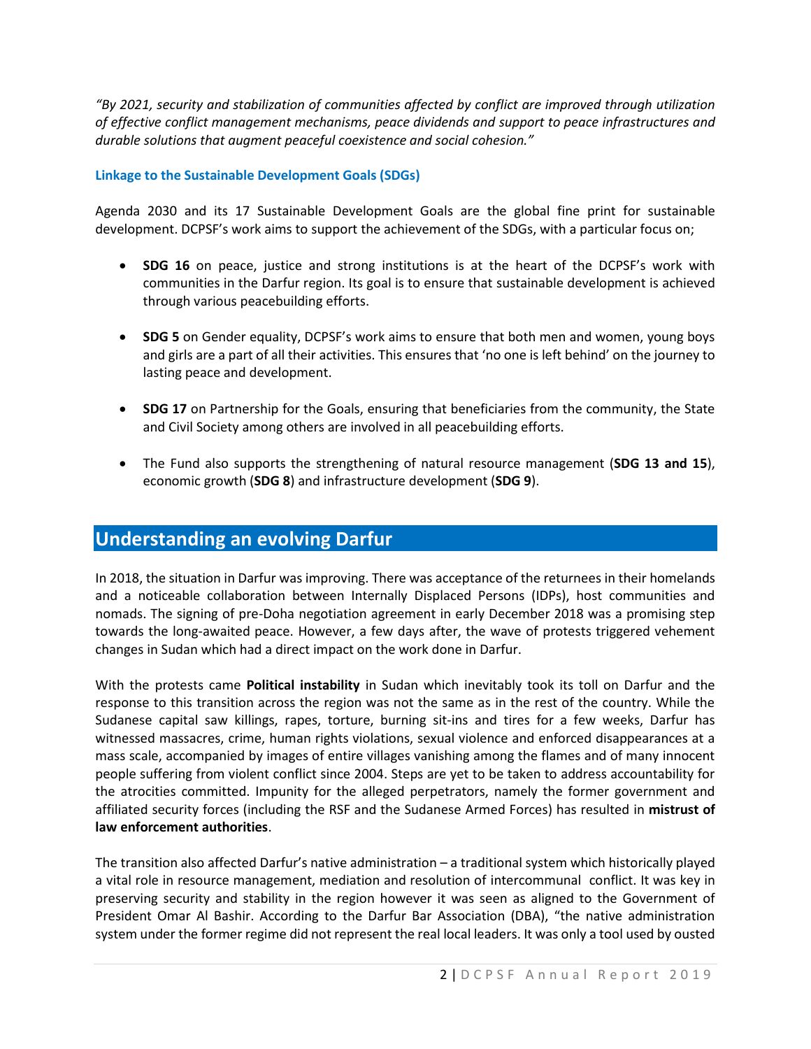*"By 2021, security and stabilization of communities affected by conflict are improved through utilization of effective conflict management mechanisms, peace dividends and support to peace infrastructures and durable solutions that augment peaceful coexistence and social cohesion."*

### Linkage to the Sustainable Development Goals (SDGs)

Agenda 2030 and its 17 Sustainable Development Goals are the global fine print for sustainable development. DCPSF's work aims to support the achievement of the SDGs, with a particular focus on;

- **SDG 16** on peace, justice and strong institutions is at the heart of the DCPSF's work with communities in the Darfur region. Its goal is to ensure that sustainable development is achieved through various peacebuilding efforts.

- **SDG 5** on Gender equality, DCPSF's work aims to ensure that both men and women, young boys and girls are a part of all their activities. This ensures that 'no one is left behind' on the journey to lasting peace and development.

- **SDG 17** on Partnership for the Goals, ensuring that beneficiaries from the community, the State and Civil Society among others are involved in all peacebuilding efforts.

- The Fund also supports the strengthening of natural resource management (**SDG 13 and 15**), economic growth (**SDG 8**) and infrastructure development (**SDG 9**).

## Understanding an evolving Darfur

In 2018, the situation in Darfur was improving. There was acceptance of the returnees in their homelands and a noticeable collaboration between Internally Displaced Persons (IDPs), host communities and nomads. The signing of pre-Doha negotiation agreement in early December 2018 was a promising step towards the long-awaited peace. However, a few days after, the wave of protests triggered vehement changes in Sudan which had a direct impact on the work done in Darfur.

With the protests came **Political instability** in Sudan which inevitably took its toll on Darfur and the response to this transition across the region was not the same as in the rest of the country. While the Sudanese capital saw killings, rapes, torture, burning sit-ins and tires for a few weeks, Darfur has witnessed massacres, crime, human rights violations, sexual violence and enforced disappearances at a mass scale, accompanied by images of entire villages vanishing among the flames and of many innocent people suffering from violent conflict since 2004. Steps are yet to be taken to address accountability for the atrocities committed. Impunity for the alleged perpetrators, namely the former government and affiliated security forces (including the RSF and the Sudanese Armed Forces) has resulted in **mistrust of law enforcement authorities**.

The transition also affected Darfur's native administration – a traditional system which historically played a vital role in resource management, mediation and resolution of intercommunal conflict. It was key in preserving security and stability in the region however it was seen as aligned to the Government of President Omar Al Bashir. According to the Darfur Bar Association (DBA), "the native administration system under the former regime did not represent the real local leaders. It was only a tool used by ousted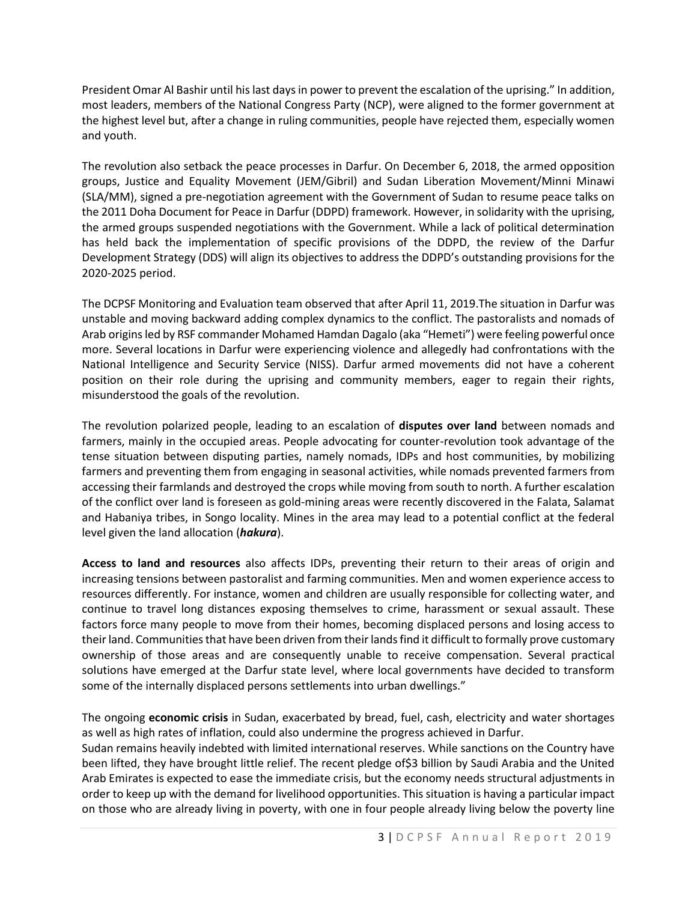President Omar Al Bashir until his last days in power to prevent the escalation of the uprising." In addition, most leaders, members of the National Congress Party (NCP), were aligned to the former government at the highest level but, after a change in ruling communities, people have rejected them, especially women and youth.

The revolution also setback the peace processes in Darfur. On December 6, 2018, the armed opposition groups, Justice and Equality Movement (JEM/Gibril) and Sudan Liberation Movement/Minni Minawi (SLA/MM), signed a pre-negotiation agreement with the Government of Sudan to resume peace talks on the 2011 Doha Document for Peace in Darfur (DDPD) framework. However, in solidarity with the uprising, the armed groups suspended negotiations with the Government. While a lack of political determination has held back the implementation of specific provisions of the DDPD, the review of the Darfur Development Strategy (DDS) will align its objectives to address the DDPD's outstanding provisions for the 2020-2025 period.

The DCPSF Monitoring and Evaluation team observed that after April 11, 2019.The situation in Darfur was unstable and moving backward adding complex dynamics to the conflict. The pastoralists and nomads of Arab origins led by RSF commander Mohamed Hamdan Dagalo (aka "Hemeti") were feeling powerful once more. Several locations in Darfur were experiencing violence and allegedly had confrontations with the National Intelligence and Security Service (NISS). Darfur armed movements did not have a coherent position on their role during the uprising and community members, eager to regain their rights, misunderstood the goals of the revolution.

The revolution polarized people, leading to an escalation of **disputes over land** between nomads and farmers, mainly in the occupied areas. People advocating for counter-revolution took advantage of the tense situation between disputing parties, namely nomads, IDPs and host communities, by mobilizing farmers and preventing them from engaging in seasonal activities, while nomads prevented farmers from accessing their farmlands and destroyed the crops while moving from south to north. A further escalation of the conflict over land is foreseen as gold-mining areas were recently discovered in the Falata, Salamat and Habaniya tribes, in Songo locality. Mines in the area may lead to a potential conflict at the federal level given the land allocation (***hakura***).

**Access to land and resources** also affects IDPs, preventing their return to their areas of origin and increasing tensions between pastoralist and farming communities. Men and women experience access to resources differently. For instance, women and children are usually responsible for collecting water, and continue to travel long distances exposing themselves to crime, harassment or sexual assault. These factors force many people to move from their homes, becoming displaced persons and losing access to their land. Communities that have been driven from their lands find it difficult to formally prove customary ownership of those areas and are consequently unable to receive compensation. Several practical solutions have emerged at the Darfur state level, where local governments have decided to transform some of the internally displaced persons settlements into urban dwellings."

The ongoing **economic crisis** in Sudan, exacerbated by bread, fuel, cash, electricity and water shortages as well as high rates of inflation, could also undermine the progress achieved in Darfur.
Sudan remains heavily indebted with limited international reserves. While sanctions on the Country have been lifted, they have brought little relief. The recent pledge of$3 billion by Saudi Arabia and the United Arab Emirates is expected to ease the immediate crisis, but the economy needs structural adjustments in order to keep up with the demand for livelihood opportunities. This situation is having a particular impact on those who are already living in poverty, with one in four people already living below the poverty line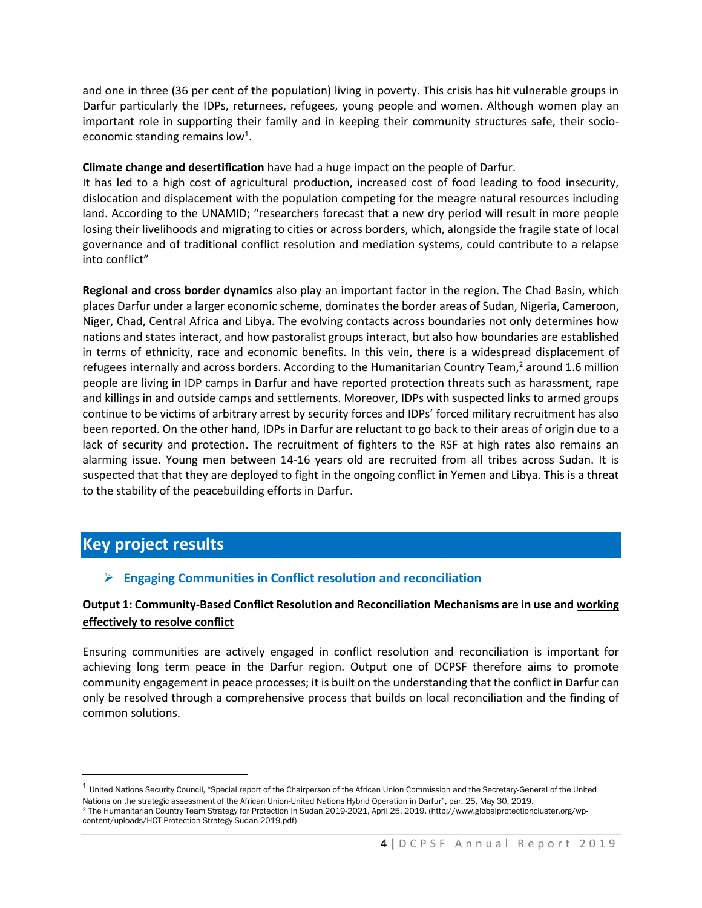and one in three (36 per cent of the population) living in poverty. This crisis has hit vulnerable groups in Darfur particularly the IDPs, returnees, refugees, young people and women. Although women play an important role in supporting their family and in keeping their community structures safe, their socio-economic standing remains low[1].

**Climate change and desertification** have had a huge impact on the people of Darfur.
It has led to a high cost of agricultural production, increased cost of food leading to food insecurity, dislocation and displacement with the population competing for the meagre natural resources including land. According to the UNAMID; "researchers forecast that a new dry period will result in more people losing their livelihoods and migrating to cities or across borders, which, alongside the fragile state of local governance and of traditional conflict resolution and mediation systems, could contribute to a relapse into conflict"

**Regional and cross border dynamics** also play an important factor in the region. The Chad Basin, which places Darfur under a larger economic scheme, dominates the border areas of Sudan, Nigeria, Cameroon, Niger, Chad, Central Africa and Libya. The evolving contacts across boundaries not only determines how nations and states interact, and how pastoralist groups interact, but also how boundaries are established in terms of ethnicity, race and economic benefits. In this vein, there is a widespread displacement of refugees internally and across borders. According to the Humanitarian Country Team,[2] around 1.6 million people are living in IDP camps in Darfur and have reported protection threats such as harassment, rape and killings in and outside camps and settlements. Moreover, IDPs with suspected links to armed groups continue to be victims of arbitrary arrest by security forces and IDPs' forced military recruitment has also been reported. On the other hand, IDPs in Darfur are reluctant to go back to their areas of origin due to a lack of security and protection. The recruitment of fighters to the RSF at high rates also remains an alarming issue. Young men between 14-16 years old are recruited from all tribes across Sudan. It is suspected that that they are deployed to fight in the ongoing conflict in Yemen and Libya. This is a threat to the stability of the peacebuilding efforts in Darfur.

## Key project results

### Engaging Communities in Conflict resolution and reconciliation

**Output 1: Community-Based Conflict Resolution and Reconciliation Mechanisms are in use and working effectively to resolve conflict**

Ensuring communities are actively engaged in conflict resolution and reconciliation is important for achieving long term peace in the Darfur region. Output one of DCPSF therefore aims to promote community engagement in peace processes; it is built on the understanding that the conflict in Darfur can only be resolved through a comprehensive process that builds on local reconciliation and the finding of common solutions.

---

[1] United Nations Security Council, "Special report of the Chairperson of the African Union Commission and the Secretary-General of the United Nations on the strategic assessment of the African Union-United Nations Hybrid Operation in Darfur", par. 25, May 30, 2019.

[2] The Humanitarian Country Team Strategy for Protection in Sudan 2019-2021, April 25, 2019. (http://www.globalprotectioncluster.org/wp-content/uploads/HCT-Protection-Strategy-Sudan-2019.pdf)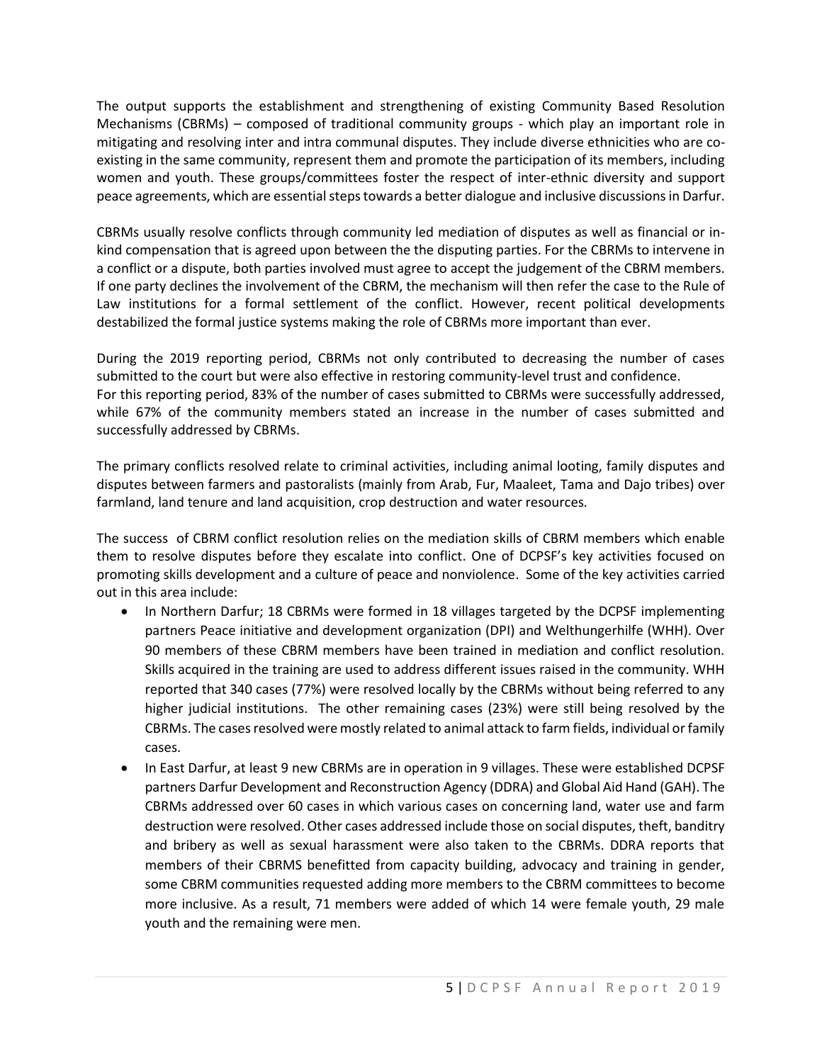The output supports the establishment and strengthening of existing Community Based Resolution Mechanisms (CBRMs) – composed of traditional community groups - which play an important role in mitigating and resolving inter and intra communal disputes. They include diverse ethnicities who are co-existing in the same community, represent them and promote the participation of its members, including women and youth. These groups/committees foster the respect of inter-ethnic diversity and support peace agreements, which are essential steps towards a better dialogue and inclusive discussions in Darfur.

CBRMs usually resolve conflicts through community led mediation of disputes as well as financial or in-kind compensation that is agreed upon between the the disputing parties. For the CBRMs to intervene in a conflict or a dispute, both parties involved must agree to accept the judgement of the CBRM members. If one party declines the involvement of the CBRM, the mechanism will then refer the case to the Rule of Law institutions for a formal settlement of the conflict. However, recent political developments destabilized the formal justice systems making the role of CBRMs more important than ever.

During the 2019 reporting period, CBRMs not only contributed to decreasing the number of cases submitted to the court but were also effective in restoring community-level trust and confidence.
For this reporting period, 83% of the number of cases submitted to CBRMs were successfully addressed, while 67% of the community members stated an increase in the number of cases submitted and successfully addressed by CBRMs.

The primary conflicts resolved relate to criminal activities, including animal looting, family disputes and disputes between farmers and pastoralists (mainly from Arab, Fur, Maaleet, Tama and Dajo tribes) over farmland, land tenure and land acquisition, crop destruction and water resources.

The success of CBRM conflict resolution relies on the mediation skills of CBRM members which enable them to resolve disputes before they escalate into conflict. One of DCPSF's key activities focused on promoting skills development and a culture of peace and nonviolence. Some of the key activities carried out in this area include:

- In Northern Darfur; 18 CBRMs were formed in 18 villages targeted by the DCPSF implementing partners Peace initiative and development organization (DPI) and Welthungerhilfe (WHH). Over 90 members of these CBRM members have been trained in mediation and conflict resolution. Skills acquired in the training are used to address different issues raised in the community. WHH reported that 340 cases (77%) were resolved locally by the CBRMs without being referred to any higher judicial institutions. The other remaining cases (23%) were still being resolved by the CBRMs. The cases resolved were mostly related to animal attack to farm fields, individual or family cases.
- In East Darfur, at least 9 new CBRMs are in operation in 9 villages. These were established DCPSF partners Darfur Development and Reconstruction Agency (DDRA) and Global Aid Hand (GAH). The CBRMs addressed over 60 cases in which various cases on concerning land, water use and farm destruction were resolved. Other cases addressed include those on social disputes, theft, banditry and bribery as well as sexual harassment were also taken to the CBRMs. DDRA reports that members of their CBRMS benefitted from capacity building, advocacy and training in gender, some CBRM communities requested adding more members to the CBRM committees to become more inclusive. As a result, 71 members were added of which 14 were female youth, 29 male youth and the remaining were men.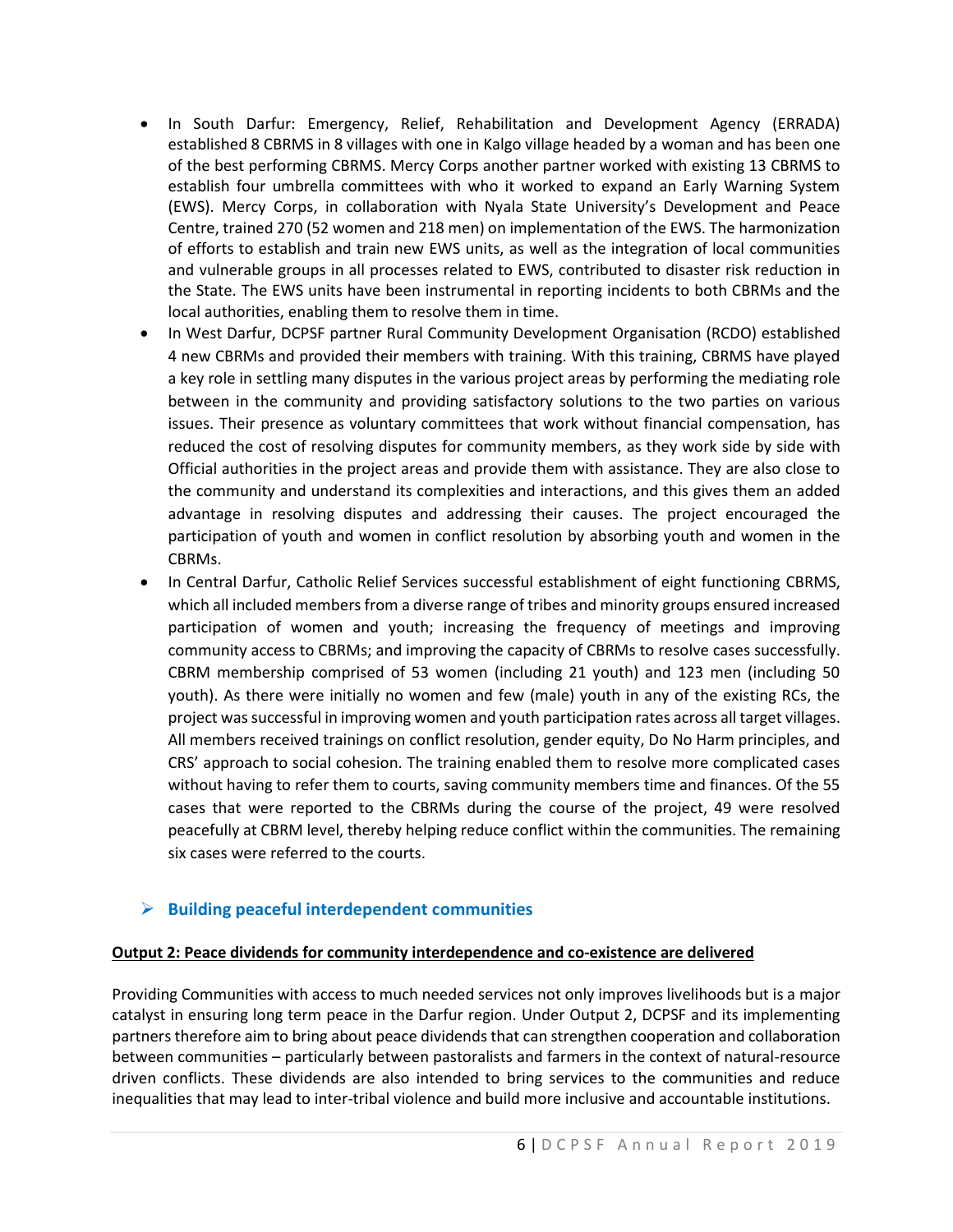- In South Darfur: Emergency, Relief, Rehabilitation and Development Agency (ERRADA) established 8 CBRMS in 8 villages with one in Kalgo village headed by a woman and has been one of the best performing CBRMS. Mercy Corps another partner worked with existing 13 CBRMS to establish four umbrella committees with who it worked to expand an Early Warning System (EWS). Mercy Corps, in collaboration with Nyala State University's Development and Peace Centre, trained 270 (52 women and 218 men) on implementation of the EWS. The harmonization of efforts to establish and train new EWS units, as well as the integration of local communities and vulnerable groups in all processes related to EWS, contributed to disaster risk reduction in the State. The EWS units have been instrumental in reporting incidents to both CBRMs and the local authorities, enabling them to resolve them in time.
- In West Darfur, DCPSF partner Rural Community Development Organisation (RCDO) established 4 new CBRMs and provided their members with training. With this training, CBRMS have played a key role in settling many disputes in the various project areas by performing the mediating role between in the community and providing satisfactory solutions to the two parties on various issues. Their presence as voluntary committees that work without financial compensation, has reduced the cost of resolving disputes for community members, as they work side by side with Official authorities in the project areas and provide them with assistance. They are also close to the community and understand its complexities and interactions, and this gives them an added advantage in resolving disputes and addressing their causes. The project encouraged the participation of youth and women in conflict resolution by absorbing youth and women in the CBRMs.
- In Central Darfur, Catholic Relief Services successful establishment of eight functioning CBRMS, which all included members from a diverse range of tribes and minority groups ensured increased participation of women and youth; increasing the frequency of meetings and improving community access to CBRMs; and improving the capacity of CBRMs to resolve cases successfully. CBRM membership comprised of 53 women (including 21 youth) and 123 men (including 50 youth). As there were initially no women and few (male) youth in any of the existing RCs, the project was successful in improving women and youth participation rates across all target villages. All members received trainings on conflict resolution, gender equity, Do No Harm principles, and CRS' approach to social cohesion. The training enabled them to resolve more complicated cases without having to refer them to courts, saving community members time and finances. Of the 55 cases that were reported to the CBRMs during the course of the project, 49 were resolved peacefully at CBRM level, thereby helping reduce conflict within the communities. The remaining six cases were referred to the courts.

### Building peaceful interdependent communities

**Output 2: Peace dividends for community interdependence and co-existence are delivered**

Providing Communities with access to much needed services not only improves livelihoods but is a major catalyst in ensuring long term peace in the Darfur region. Under Output 2, DCPSF and its implementing partners therefore aim to bring about peace dividends that can strengthen cooperation and collaboration between communities – particularly between pastoralists and farmers in the context of natural-resource driven conflicts. These dividends are also intended to bring services to the communities and reduce inequalities that may lead to inter-tribal violence and build more inclusive and accountable institutions.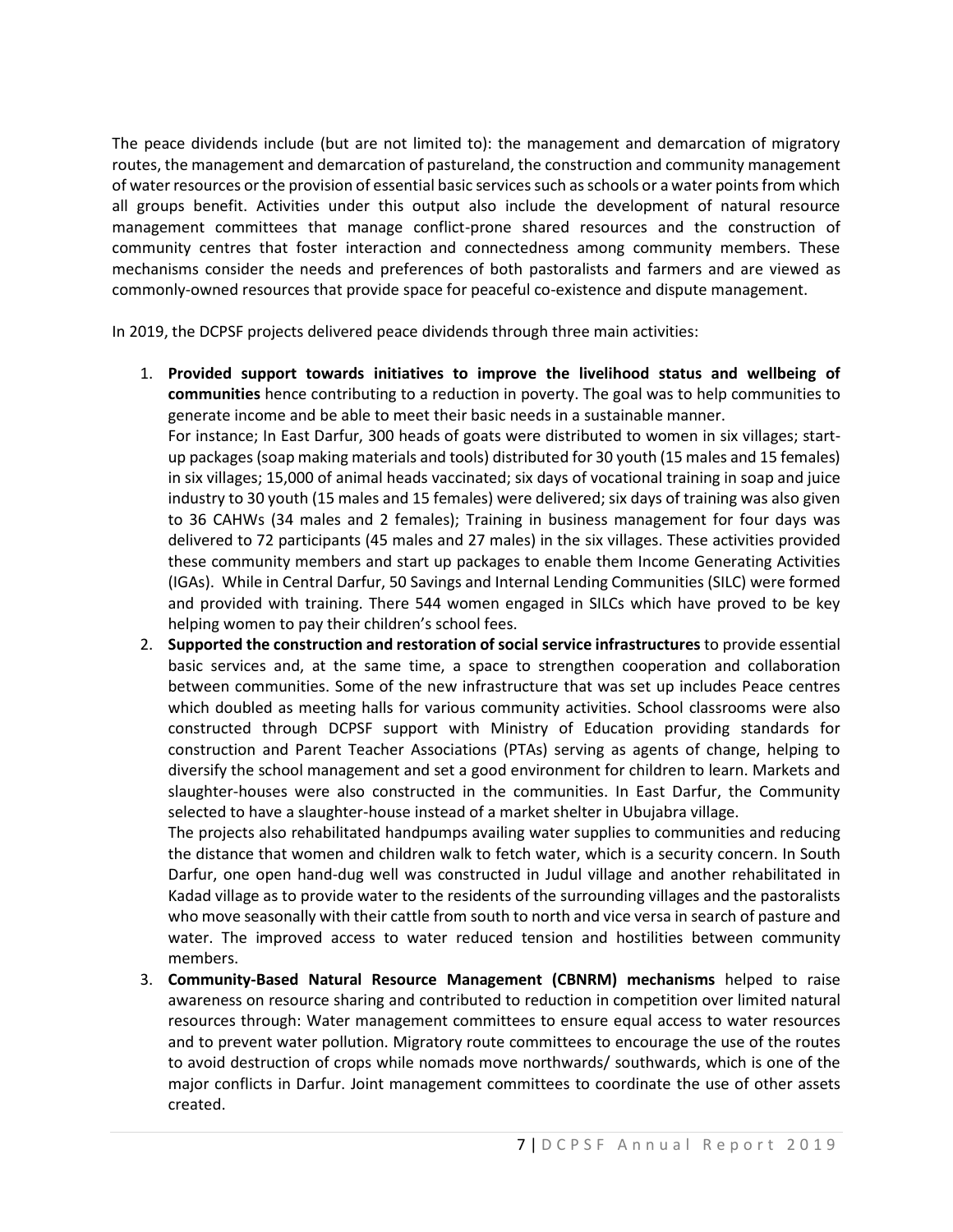The peace dividends include (but are not limited to): the management and demarcation of migratory routes, the management and demarcation of pastureland, the construction and community management of water resources or the provision of essential basic services such as schools or a water points from which all groups benefit. Activities under this output also include the development of natural resource management committees that manage conflict-prone shared resources and the construction of community centres that foster interaction and connectedness among community members. These mechanisms consider the needs and preferences of both pastoralists and farmers and are viewed as commonly-owned resources that provide space for peaceful co-existence and dispute management.

In 2019, the DCPSF projects delivered peace dividends through three main activities:

1. **Provided support towards initiatives to improve the livelihood status and wellbeing of communities** hence contributing to a reduction in poverty. The goal was to help communities to generate income and be able to meet their basic needs in a sustainable manner.
   For instance; In East Darfur, 300 heads of goats were distributed to women in six villages; start-up packages (soap making materials and tools) distributed for 30 youth (15 males and 15 females) in six villages; 15,000 of animal heads vaccinated; six days of vocational training in soap and juice industry to 30 youth (15 males and 15 females) were delivered; six days of training was also given to 36 CAHWs (34 males and 2 females); Training in business management for four days was delivered to 72 participants (45 males and 27 males) in the six villages. These activities provided these community members and start up packages to enable them Income Generating Activities (IGAs). While in Central Darfur, 50 Savings and Internal Lending Communities (SILC) were formed and provided with training. There 544 women engaged in SILCs which have proved to be key helping women to pay their children's school fees.
2. **Supported the construction and restoration of social service infrastructures** to provide essential basic services and, at the same time, a space to strengthen cooperation and collaboration between communities. Some of the new infrastructure that was set up includes Peace centres which doubled as meeting halls for various community activities. School classrooms were also constructed through DCPSF support with Ministry of Education providing standards for construction and Parent Teacher Associations (PTAs) serving as agents of change, helping to diversify the school management and set a good environment for children to learn. Markets and slaughter-houses were also constructed in the communities. In East Darfur, the Community selected to have a slaughter-house instead of a market shelter in Ubujabra village.
   The projects also rehabilitated handpumps availing water supplies to communities and reducing the distance that women and children walk to fetch water, which is a security concern. In South Darfur, one open hand-dug well was constructed in Judul village and another rehabilitated in Kadad village as to provide water to the residents of the surrounding villages and the pastoralists who move seasonally with their cattle from south to north and vice versa in search of pasture and water. The improved access to water reduced tension and hostilities between community members.
3. **Community-Based Natural Resource Management (CBNRM) mechanisms** helped to raise awareness on resource sharing and contributed to reduction in competition over limited natural resources through: Water management committees to ensure equal access to water resources and to prevent water pollution. Migratory route committees to encourage the use of the routes to avoid destruction of crops while nomads move northwards/ southwards, which is one of the major conflicts in Darfur. Joint management committees to coordinate the use of other assets created.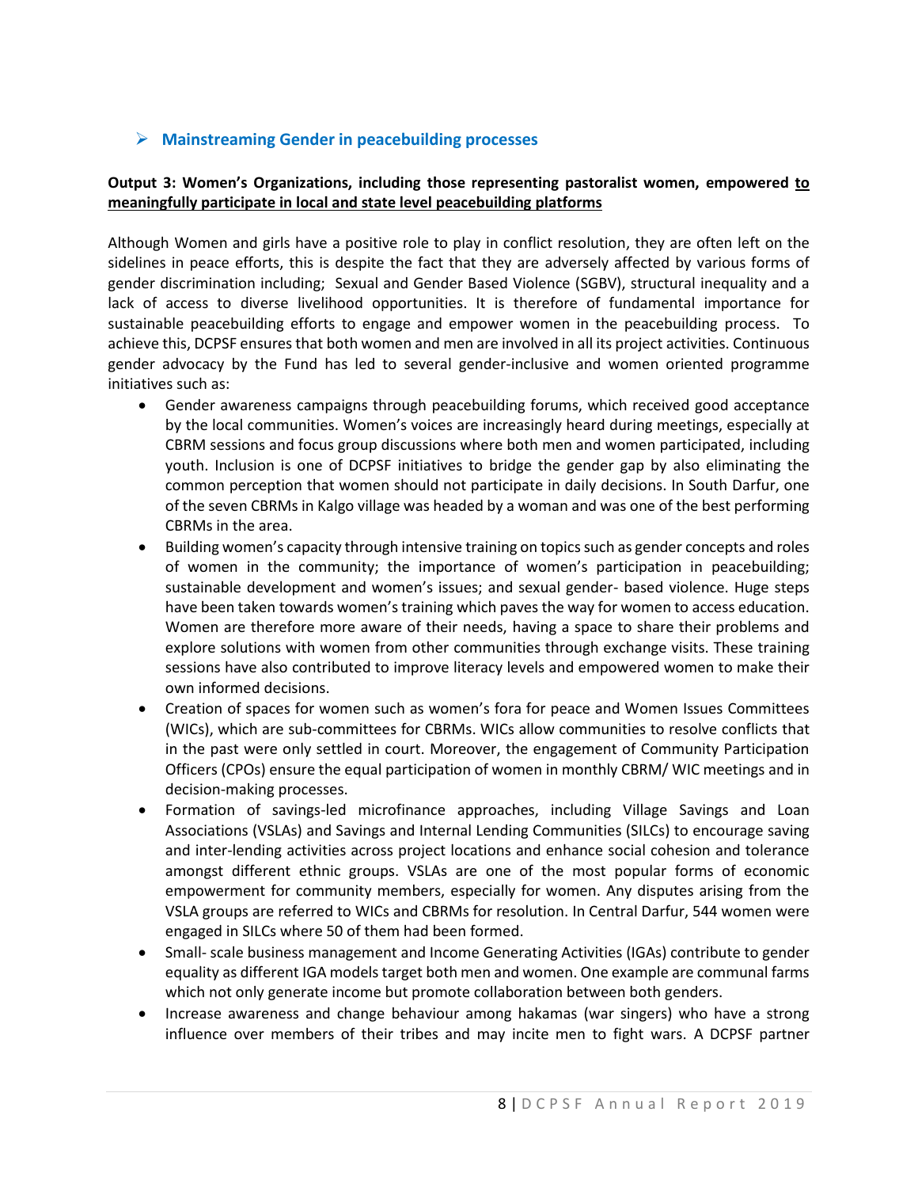## ➢ Mainstreaming Gender in peacebuilding processes

**Output 3: Women's Organizations, including those representing pastoralist women, empowered <u>to meaningfully participate in local and state level peacebuilding platforms</u>**

Although Women and girls have a positive role to play in conflict resolution, they are often left on the sidelines in peace efforts, this is despite the fact that they are adversely affected by various forms of gender discrimination including; Sexual and Gender Based Violence (SGBV), structural inequality and a lack of access to diverse livelihood opportunities. It is therefore of fundamental importance for sustainable peacebuilding efforts to engage and empower women in the peacebuilding process. To achieve this, DCPSF ensures that both women and men are involved in all its project activities. Continuous gender advocacy by the Fund has led to several gender-inclusive and women oriented programme initiatives such as:

- Gender awareness campaigns through peacebuilding forums, which received good acceptance by the local communities. Women's voices are increasingly heard during meetings, especially at CBRM sessions and focus group discussions where both men and women participated, including youth. Inclusion is one of DCPSF initiatives to bridge the gender gap by also eliminating the common perception that women should not participate in daily decisions. In South Darfur, one of the seven CBRMs in Kalgo village was headed by a woman and was one of the best performing CBRMs in the area.
- Building women's capacity through intensive training on topics such as gender concepts and roles of women in the community; the importance of women's participation in peacebuilding; sustainable development and women's issues; and sexual gender- based violence. Huge steps have been taken towards women's training which paves the way for women to access education. Women are therefore more aware of their needs, having a space to share their problems and explore solutions with women from other communities through exchange visits. These training sessions have also contributed to improve literacy levels and empowered women to make their own informed decisions.
- Creation of spaces for women such as women's fora for peace and Women Issues Committees (WICs), which are sub-committees for CBRMs. WICs allow communities to resolve conflicts that in the past were only settled in court. Moreover, the engagement of Community Participation Officers (CPOs) ensure the equal participation of women in monthly CBRM/ WIC meetings and in decision-making processes.
- Formation of savings-led microfinance approaches, including Village Savings and Loan Associations (VSLAs) and Savings and Internal Lending Communities (SILCs) to encourage saving and inter-lending activities across project locations and enhance social cohesion and tolerance amongst different ethnic groups. VSLAs are one of the most popular forms of economic empowerment for community members, especially for women. Any disputes arising from the VSLA groups are referred to WICs and CBRMs for resolution. In Central Darfur, 544 women were engaged in SILCs where 50 of them had been formed.
- Small- scale business management and Income Generating Activities (IGAs) contribute to gender equality as different IGA models target both men and women. One example are communal farms which not only generate income but promote collaboration between both genders.
- Increase awareness and change behaviour among hakamas (war singers) who have a strong influence over members of their tribes and may incite men to fight wars. A DCPSF partner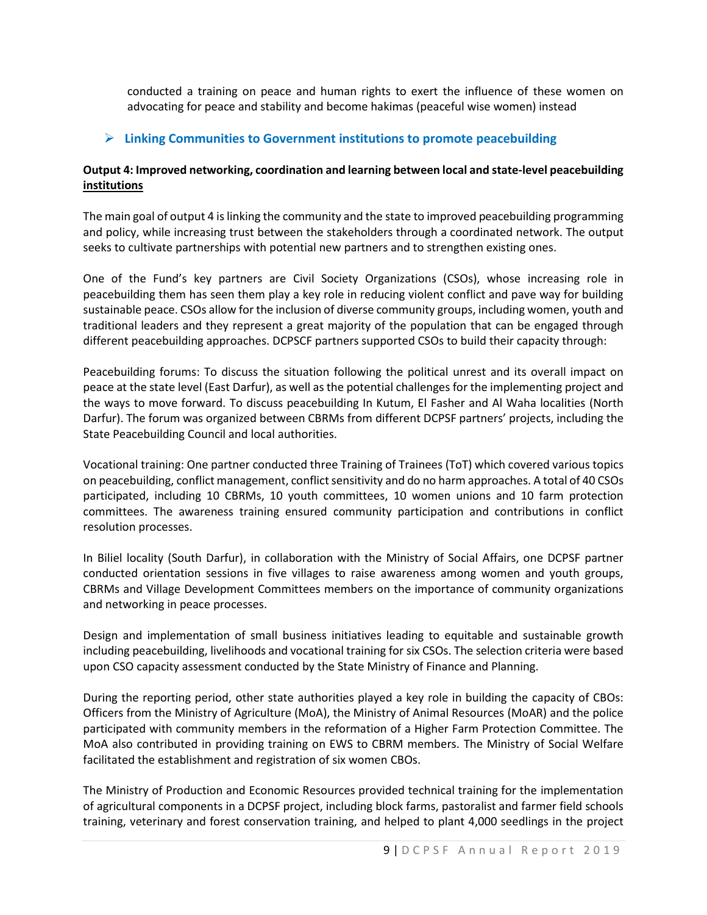conducted a training on peace and human rights to exert the influence of these women on advocating for peace and stability and become hakimas (peaceful wise women) instead

- **Linking Communities to Government institutions to promote peacebuilding**

**Output 4: Improved networking, coordination and learning between local and state-level peacebuilding institutions**

The main goal of output 4 is linking the community and the state to improved peacebuilding programming and policy, while increasing trust between the stakeholders through a coordinated network. The output seeks to cultivate partnerships with potential new partners and to strengthen existing ones.

One of the Fund's key partners are Civil Society Organizations (CSOs), whose increasing role in peacebuilding them has seen them play a key role in reducing violent conflict and pave way for building sustainable peace. CSOs allow for the inclusion of diverse community groups, including women, youth and traditional leaders and they represent a great majority of the population that can be engaged through different peacebuilding approaches. DCPSCF partners supported CSOs to build their capacity through:

Peacebuilding forums: To discuss the situation following the political unrest and its overall impact on peace at the state level (East Darfur), as well as the potential challenges for the implementing project and the ways to move forward. To discuss peacebuilding In Kutum, El Fasher and Al Waha localities (North Darfur). The forum was organized between CBRMs from different DCPSF partners' projects, including the State Peacebuilding Council and local authorities.

Vocational training: One partner conducted three Training of Trainees (ToT) which covered various topics on peacebuilding, conflict management, conflict sensitivity and do no harm approaches. A total of 40 CSOs participated, including 10 CBRMs, 10 youth committees, 10 women unions and 10 farm protection committees. The awareness training ensured community participation and contributions in conflict resolution processes.

In Biliel locality (South Darfur), in collaboration with the Ministry of Social Affairs, one DCPSF partner conducted orientation sessions in five villages to raise awareness among women and youth groups, CBRMs and Village Development Committees members on the importance of community organizations and networking in peace processes.

Design and implementation of small business initiatives leading to equitable and sustainable growth including peacebuilding, livelihoods and vocational training for six CSOs. The selection criteria were based upon CSO capacity assessment conducted by the State Ministry of Finance and Planning.

During the reporting period, other state authorities played a key role in building the capacity of CBOs: Officers from the Ministry of Agriculture (MoA), the Ministry of Animal Resources (MoAR) and the police participated with community members in the reformation of a Higher Farm Protection Committee. The MoA also contributed in providing training on EWS to CBRM members. The Ministry of Social Welfare facilitated the establishment and registration of six women CBOs.

The Ministry of Production and Economic Resources provided technical training for the implementation of agricultural components in a DCPSF project, including block farms, pastoralist and farmer field schools training, veterinary and forest conservation training, and helped to plant 4,000 seedlings in the project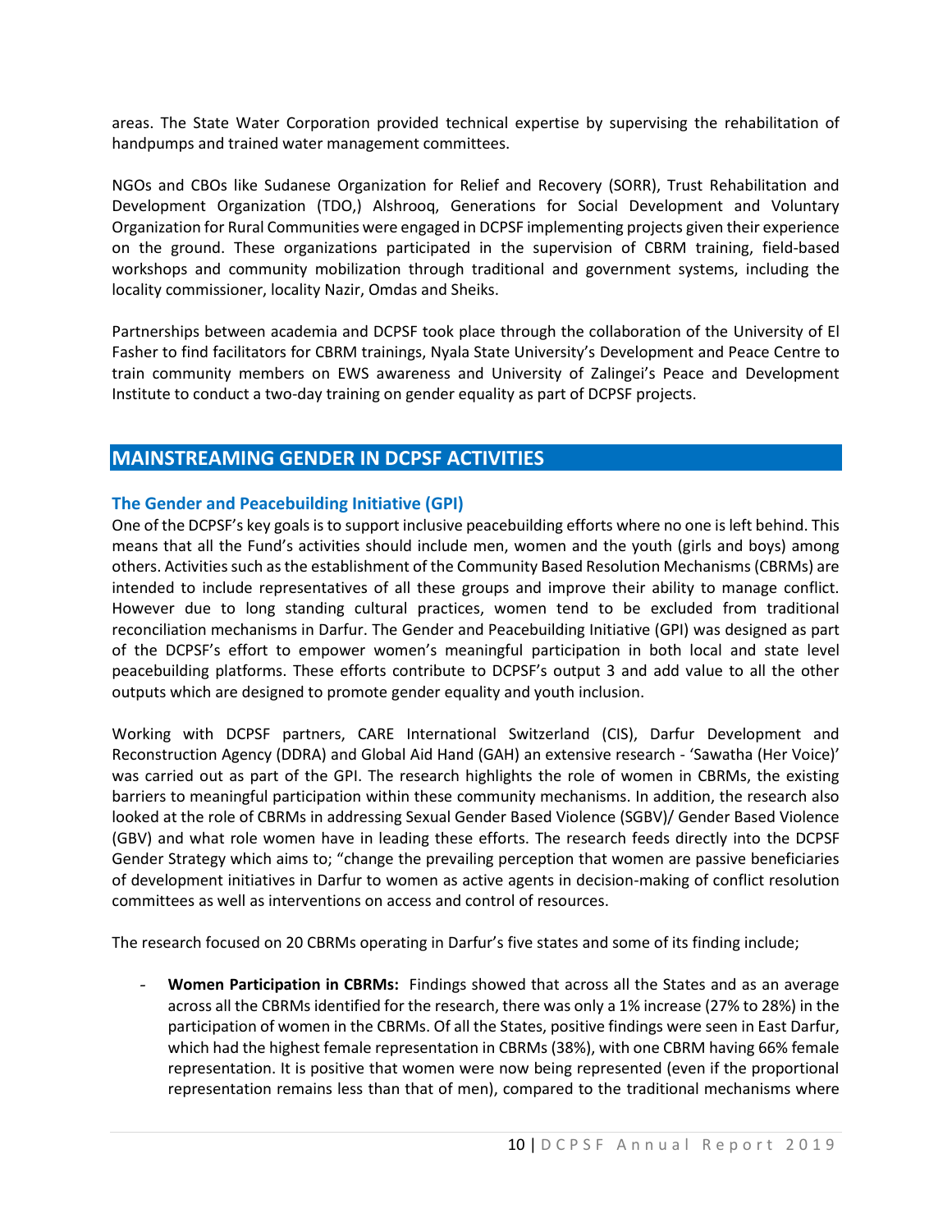areas. The State Water Corporation provided technical expertise by supervising the rehabilitation of handpumps and trained water management committees.

NGOs and CBOs like Sudanese Organization for Relief and Recovery (SORR), Trust Rehabilitation and Development Organization (TDO,) Alshrooq, Generations for Social Development and Voluntary Organization for Rural Communities were engaged in DCPSF implementing projects given their experience on the ground. These organizations participated in the supervision of CBRM training, field-based workshops and community mobilization through traditional and government systems, including the locality commissioner, locality Nazir, Omdas and Sheiks.

Partnerships between academia and DCPSF took place through the collaboration of the University of El Fasher to find facilitators for CBRM trainings, Nyala State University's Development and Peace Centre to train community members on EWS awareness and University of Zalingei's Peace and Development Institute to conduct a two-day training on gender equality as part of DCPSF projects.

## MAINSTREAMING GENDER IN DCPSF ACTIVITIES

### The Gender and Peacebuilding Initiative (GPI)

One of the DCPSF's key goals is to support inclusive peacebuilding efforts where no one is left behind. This means that all the Fund's activities should include men, women and the youth (girls and boys) among others. Activities such as the establishment of the Community Based Resolution Mechanisms (CBRMs) are intended to include representatives of all these groups and improve their ability to manage conflict. However due to long standing cultural practices, women tend to be excluded from traditional reconciliation mechanisms in Darfur. The Gender and Peacebuilding Initiative (GPI) was designed as part of the DCPSF's effort to empower women's meaningful participation in both local and state level peacebuilding platforms. These efforts contribute to DCPSF's output 3 and add value to all the other outputs which are designed to promote gender equality and youth inclusion.

Working with DCPSF partners, CARE International Switzerland (CIS), Darfur Development and Reconstruction Agency (DDRA) and Global Aid Hand (GAH) an extensive research - 'Sawatha (Her Voice)' was carried out as part of the GPI. The research highlights the role of women in CBRMs, the existing barriers to meaningful participation within these community mechanisms. In addition, the research also looked at the role of CBRMs in addressing Sexual Gender Based Violence (SGBV)/ Gender Based Violence (GBV) and what role women have in leading these efforts. The research feeds directly into the DCPSF Gender Strategy which aims to; "change the prevailing perception that women are passive beneficiaries of development initiatives in Darfur to women as active agents in decision-making of conflict resolution committees as well as interventions on access and control of resources.

The research focused on 20 CBRMs operating in Darfur's five states and some of its finding include;

- **Women Participation in CBRMs:** Findings showed that across all the States and as an average across all the CBRMs identified for the research, there was only a 1% increase (27% to 28%) in the participation of women in the CBRMs. Of all the States, positive findings were seen in East Darfur, which had the highest female representation in CBRMs (38%), with one CBRM having 66% female representation. It is positive that women were now being represented (even if the proportional representation remains less than that of men), compared to the traditional mechanisms where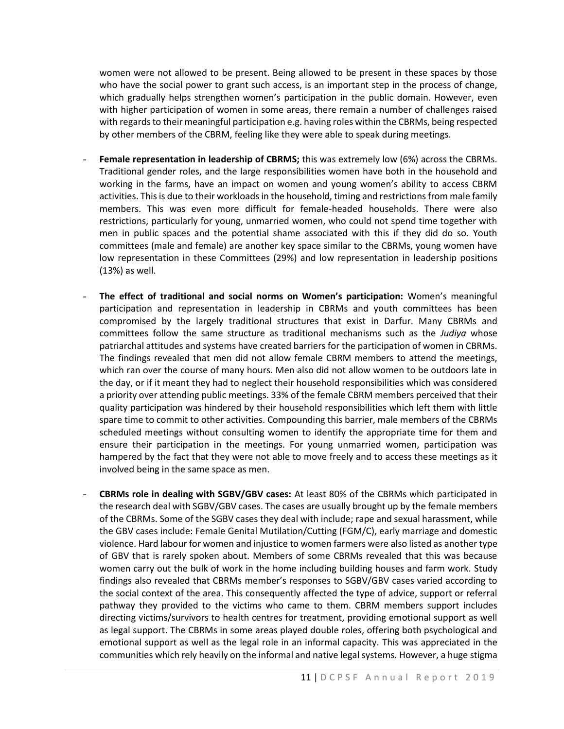women were not allowed to be present. Being allowed to be present in these spaces by those who have the social power to grant such access, is an important step in the process of change, which gradually helps strengthen women's participation in the public domain. However, even with higher participation of women in some areas, there remain a number of challenges raised with regards to their meaningful participation e.g. having roles within the CBRMs, being respected by other members of the CBRM, feeling like they were able to speak during meetings.

- **Female representation in leadership of CBRMS;** this was extremely low (6%) across the CBRMs. Traditional gender roles, and the large responsibilities women have both in the household and working in the farms, have an impact on women and young women's ability to access CBRM activities. This is due to their workloads in the household, timing and restrictions from male family members. This was even more difficult for female-headed households. There were also restrictions, particularly for young, unmarried women, who could not spend time together with men in public spaces and the potential shame associated with this if they did do so. Youth committees (male and female) are another key space similar to the CBRMs, young women have low representation in these Committees (29%) and low representation in leadership positions (13%) as well.

- **The effect of traditional and social norms on Women's participation:** Women's meaningful participation and representation in leadership in CBRMs and youth committees has been compromised by the largely traditional structures that exist in Darfur. Many CBRMs and committees follow the same structure as traditional mechanisms such as the *Judiya* whose patriarchal attitudes and systems have created barriers for the participation of women in CBRMs. The findings revealed that men did not allow female CBRM members to attend the meetings, which ran over the course of many hours. Men also did not allow women to be outdoors late in the day, or if it meant they had to neglect their household responsibilities which was considered a priority over attending public meetings. 33% of the female CBRM members perceived that their quality participation was hindered by their household responsibilities which left them with little spare time to commit to other activities. Compounding this barrier, male members of the CBRMs scheduled meetings without consulting women to identify the appropriate time for them and ensure their participation in the meetings. For young unmarried women, participation was hampered by the fact that they were not able to move freely and to access these meetings as it involved being in the same space as men.

- **CBRMs role in dealing with SGBV/GBV cases:** At least 80% of the CBRMs which participated in the research deal with SGBV/GBV cases. The cases are usually brought up by the female members of the CBRMs. Some of the SGBV cases they deal with include; rape and sexual harassment, while the GBV cases include: Female Genital Mutilation/Cutting (FGM/C), early marriage and domestic violence. Hard labour for women and injustice to women farmers were also listed as another type of GBV that is rarely spoken about. Members of some CBRMs revealed that this was because women carry out the bulk of work in the home including building houses and farm work. Study findings also revealed that CBRMs member's responses to SGBV/GBV cases varied according to the social context of the area. This consequently affected the type of advice, support or referral pathway they provided to the victims who came to them. CBRM members support includes directing victims/survivors to health centres for treatment, providing emotional support as well as legal support. The CBRMs in some areas played double roles, offering both psychological and emotional support as well as the legal role in an informal capacity. This was appreciated in the communities which rely heavily on the informal and native legal systems. However, a huge stigma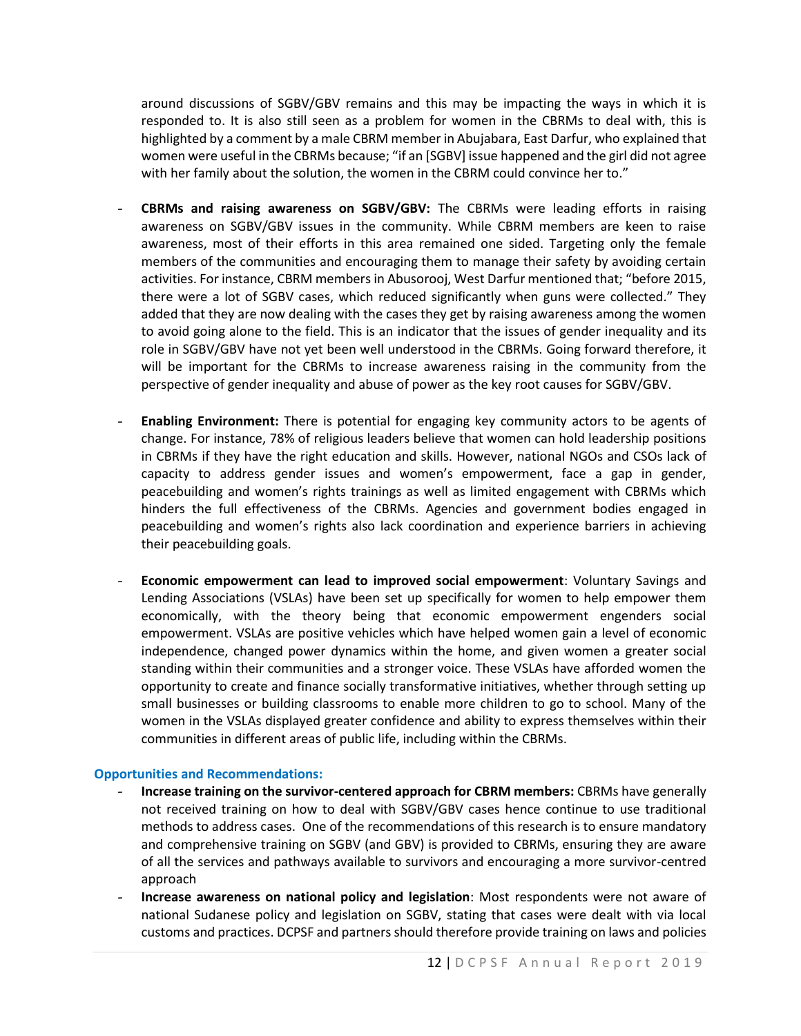around discussions of SGBV/GBV remains and this may be impacting the ways in which it is responded to. It is also still seen as a problem for women in the CBRMs to deal with, this is highlighted by a comment by a male CBRM member in Abujabara, East Darfur, who explained that women were useful in the CBRMs because; "if an [SGBV] issue happened and the girl did not agree with her family about the solution, the women in the CBRM could convince her to."

- **CBRMs and raising awareness on SGBV/GBV:** The CBRMs were leading efforts in raising awareness on SGBV/GBV issues in the community. While CBRM members are keen to raise awareness, most of their efforts in this area remained one sided. Targeting only the female members of the communities and encouraging them to manage their safety by avoiding certain activities. For instance, CBRM members in Abusorooj, West Darfur mentioned that; "before 2015, there were a lot of SGBV cases, which reduced significantly when guns were collected." They added that they are now dealing with the cases they get by raising awareness among the women to avoid going alone to the field. This is an indicator that the issues of gender inequality and its role in SGBV/GBV have not yet been well understood in the CBRMs. Going forward therefore, it will be important for the CBRMs to increase awareness raising in the community from the perspective of gender inequality and abuse of power as the key root causes for SGBV/GBV.

- **Enabling Environment:** There is potential for engaging key community actors to be agents of change. For instance, 78% of religious leaders believe that women can hold leadership positions in CBRMs if they have the right education and skills. However, national NGOs and CSOs lack of capacity to address gender issues and women's empowerment, face a gap in gender, peacebuilding and women's rights trainings as well as limited engagement with CBRMs which hinders the full effectiveness of the CBRMs. Agencies and government bodies engaged in peacebuilding and women's rights also lack coordination and experience barriers in achieving their peacebuilding goals.

- **Economic empowerment can lead to improved social empowerment**: Voluntary Savings and Lending Associations (VSLAs) have been set up specifically for women to help empower them economically, with the theory being that economic empowerment engenders social empowerment. VSLAs are positive vehicles which have helped women gain a level of economic independence, changed power dynamics within the home, and given women a greater social standing within their communities and a stronger voice. These VSLAs have afforded women the opportunity to create and finance socially transformative initiatives, whether through setting up small businesses or building classrooms to enable more children to go to school. Many of the women in the VSLAs displayed greater confidence and ability to express themselves within their communities in different areas of public life, including within the CBRMs.

### Opportunities and Recommendations:

- **Increase training on the survivor-centered approach for CBRM members:** CBRMs have generally not received training on how to deal with SGBV/GBV cases hence continue to use traditional methods to address cases. One of the recommendations of this research is to ensure mandatory and comprehensive training on SGBV (and GBV) is provided to CBRMs, ensuring they are aware of all the services and pathways available to survivors and encouraging a more survivor-centred approach
- **Increase awareness on national policy and legislation**: Most respondents were not aware of national Sudanese policy and legislation on SGBV, stating that cases were dealt with via local customs and practices. DCPSF and partners should therefore provide training on laws and policies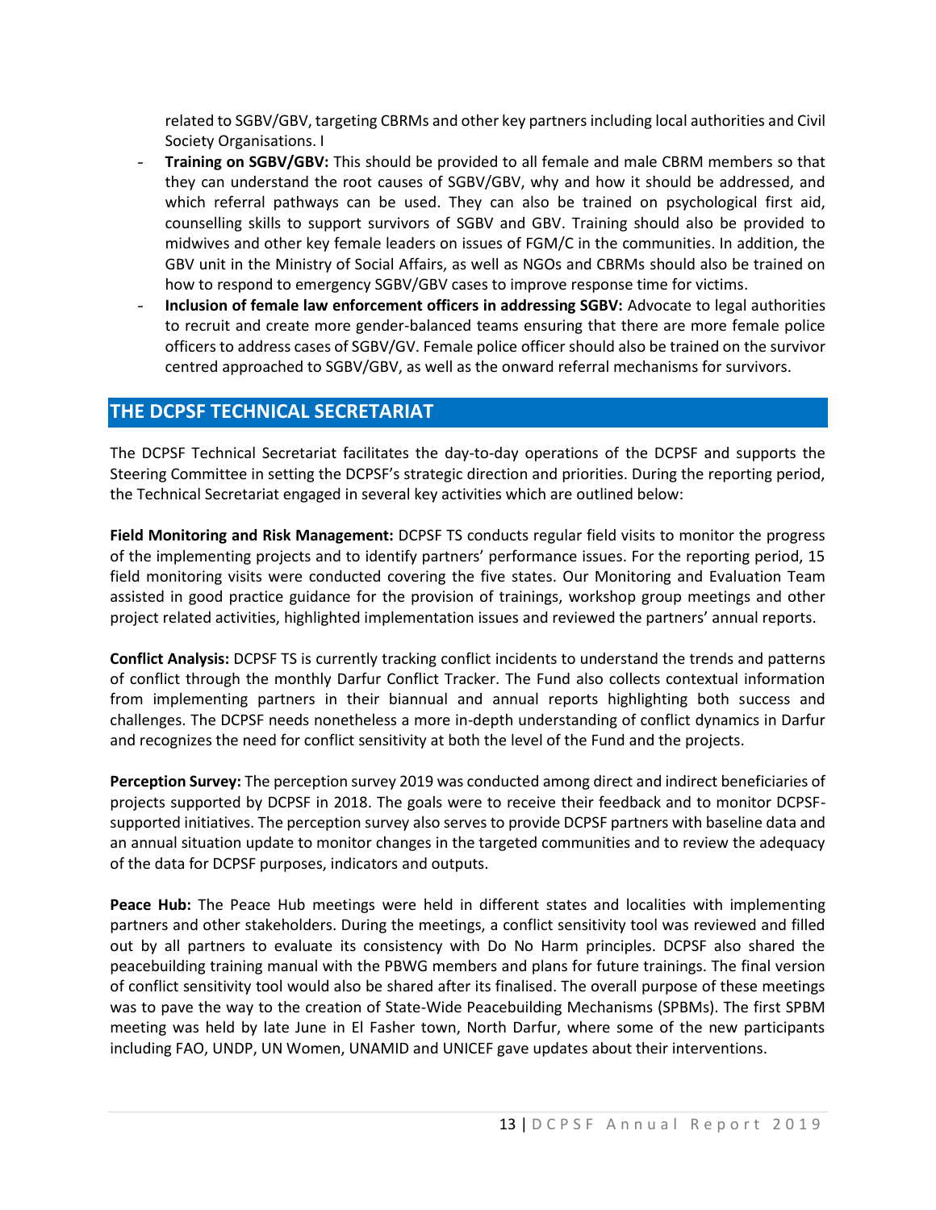related to SGBV/GBV, targeting CBRMs and other key partners including local authorities and Civil Society Organisations. I

- **Training on SGBV/GBV:** This should be provided to all female and male CBRM members so that they can understand the root causes of SGBV/GBV, why and how it should be addressed, and which referral pathways can be used. They can also be trained on psychological first aid, counselling skills to support survivors of SGBV and GBV. Training should also be provided to midwives and other key female leaders on issues of FGM/C in the communities. In addition, the GBV unit in the Ministry of Social Affairs, as well as NGOs and CBRMs should also be trained on how to respond to emergency SGBV/GBV cases to improve response time for victims.
- **Inclusion of female law enforcement officers in addressing SGBV:** Advocate to legal authorities to recruit and create more gender-balanced teams ensuring that there are more female police officers to address cases of SGBV/GV. Female police officer should also be trained on the survivor centred approached to SGBV/GBV, as well as the onward referral mechanisms for survivors.

## THE DCPSF TECHNICAL SECRETARIAT

The DCPSF Technical Secretariat facilitates the day-to-day operations of the DCPSF and supports the Steering Committee in setting the DCPSF's strategic direction and priorities. During the reporting period, the Technical Secretariat engaged in several key activities which are outlined below:

**Field Monitoring and Risk Management:** DCPSF TS conducts regular field visits to monitor the progress of the implementing projects and to identify partners' performance issues. For the reporting period, 15 field monitoring visits were conducted covering the five states. Our Monitoring and Evaluation Team assisted in good practice guidance for the provision of trainings, workshop group meetings and other project related activities, highlighted implementation issues and reviewed the partners' annual reports.

**Conflict Analysis:** DCPSF TS is currently tracking conflict incidents to understand the trends and patterns of conflict through the monthly Darfur Conflict Tracker. The Fund also collects contextual information from implementing partners in their biannual and annual reports highlighting both success and challenges. The DCPSF needs nonetheless a more in-depth understanding of conflict dynamics in Darfur and recognizes the need for conflict sensitivity at both the level of the Fund and the projects.

**Perception Survey:** The perception survey 2019 was conducted among direct and indirect beneficiaries of projects supported by DCPSF in 2018. The goals were to receive their feedback and to monitor DCPSF-supported initiatives. The perception survey also serves to provide DCPSF partners with baseline data and an annual situation update to monitor changes in the targeted communities and to review the adequacy of the data for DCPSF purposes, indicators and outputs.

**Peace Hub:** The Peace Hub meetings were held in different states and localities with implementing partners and other stakeholders. During the meetings, a conflict sensitivity tool was reviewed and filled out by all partners to evaluate its consistency with Do No Harm principles. DCPSF also shared the peacebuilding training manual with the PBWG members and plans for future trainings. The final version of conflict sensitivity tool would also be shared after its finalised. The overall purpose of these meetings was to pave the way to the creation of State-Wide Peacebuilding Mechanisms (SPBMs). The first SPBM meeting was held by late June in El Fasher town, North Darfur, where some of the new participants including FAO, UNDP, UN Women, UNAMID and UNICEF gave updates about their interventions.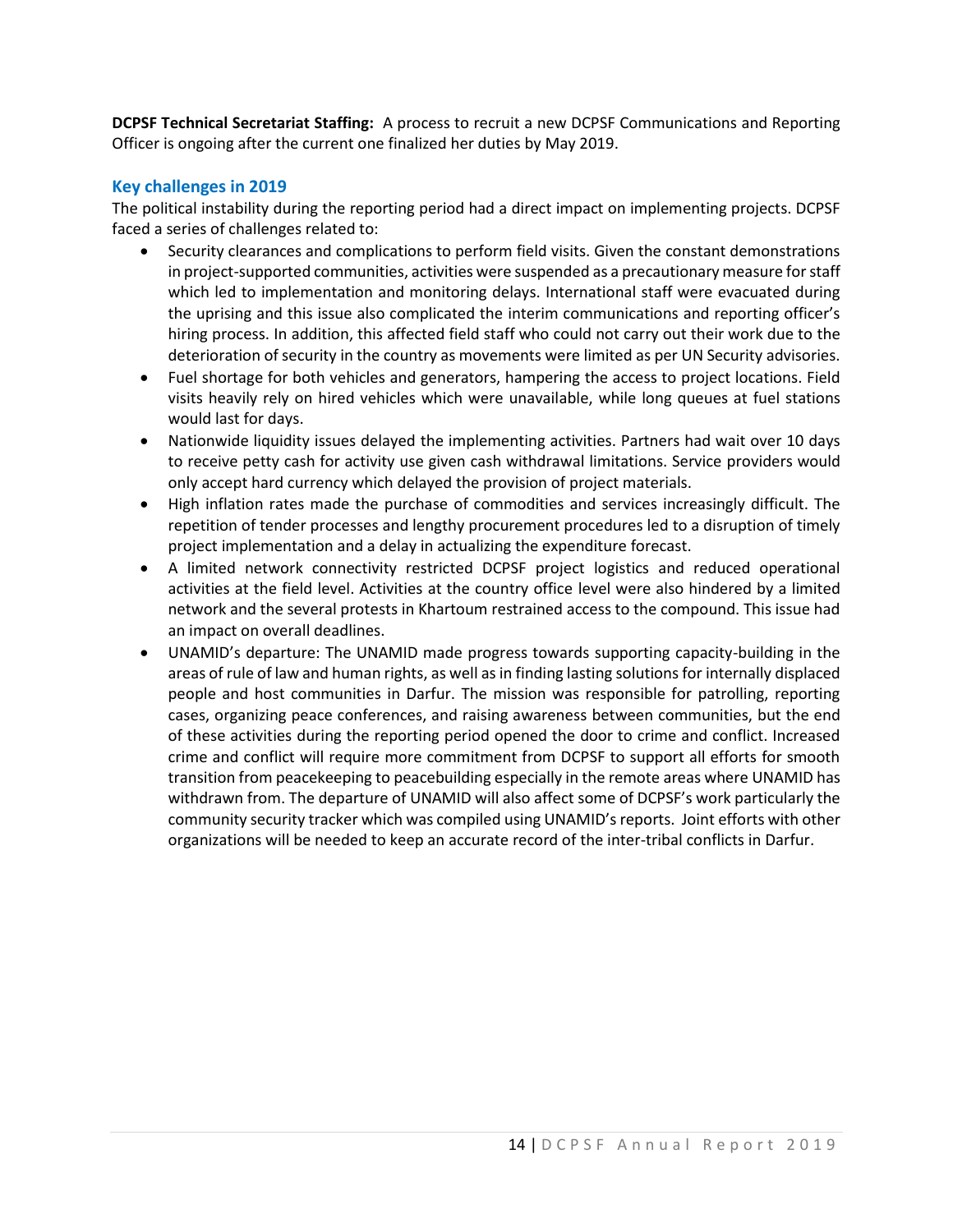**DCPSF Technical Secretariat Staffing:** A process to recruit a new DCPSF Communications and Reporting Officer is ongoing after the current one finalized her duties by May 2019.

## Key challenges in 2019

The political instability during the reporting period had a direct impact on implementing projects. DCPSF faced a series of challenges related to:

- Security clearances and complications to perform field visits. Given the constant demonstrations in project-supported communities, activities were suspended as a precautionary measure for staff which led to implementation and monitoring delays. International staff were evacuated during the uprising and this issue also complicated the interim communications and reporting officer's hiring process. In addition, this affected field staff who could not carry out their work due to the deterioration of security in the country as movements were limited as per UN Security advisories.
- Fuel shortage for both vehicles and generators, hampering the access to project locations. Field visits heavily rely on hired vehicles which were unavailable, while long queues at fuel stations would last for days.
- Nationwide liquidity issues delayed the implementing activities. Partners had wait over 10 days to receive petty cash for activity use given cash withdrawal limitations. Service providers would only accept hard currency which delayed the provision of project materials.
- High inflation rates made the purchase of commodities and services increasingly difficult. The repetition of tender processes and lengthy procurement procedures led to a disruption of timely project implementation and a delay in actualizing the expenditure forecast.
- A limited network connectivity restricted DCPSF project logistics and reduced operational activities at the field level. Activities at the country office level were also hindered by a limited network and the several protests in Khartoum restrained access to the compound. This issue had an impact on overall deadlines.
- UNAMID's departure: The UNAMID made progress towards supporting capacity-building in the areas of rule of law and human rights, as well as in finding lasting solutions for internally displaced people and host communities in Darfur. The mission was responsible for patrolling, reporting cases, organizing peace conferences, and raising awareness between communities, but the end of these activities during the reporting period opened the door to crime and conflict. Increased crime and conflict will require more commitment from DCPSF to support all efforts for smooth transition from peacekeeping to peacebuilding especially in the remote areas where UNAMID has withdrawn from. The departure of UNAMID will also affect some of DCPSF's work particularly the community security tracker which was compiled using UNAMID's reports. Joint efforts with other organizations will be needed to keep an accurate record of the inter-tribal conflicts in Darfur.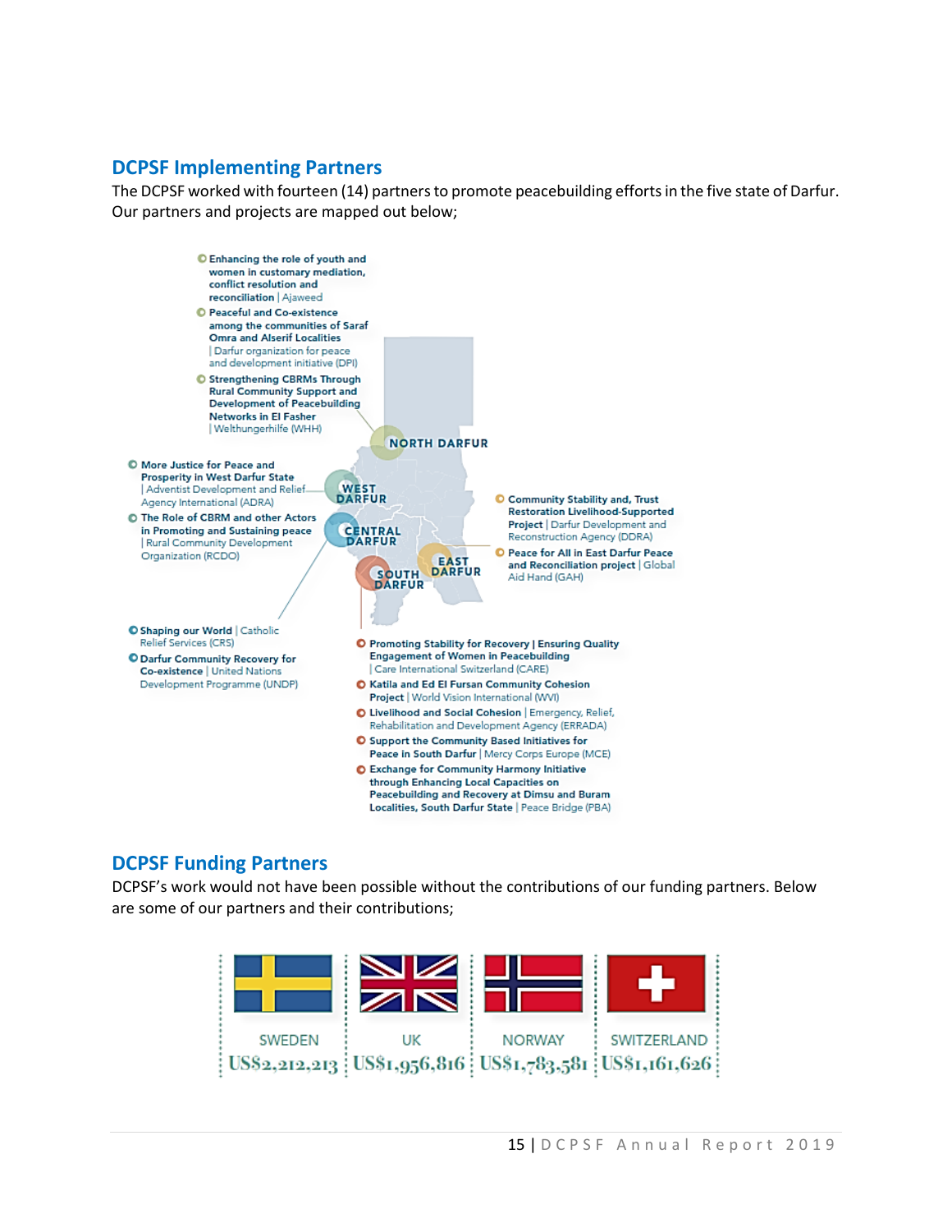## DCPSF Implementing Partners

The DCPSF worked with fourteen (14) partners to promote peacebuilding efforts in the five state of Darfur. Our partners and projects are mapped out below;

NORTH DARFUR

- **Enhancing the role of youth and women in customary mediation, conflict resolution and reconciliation** | Ajaweed
- **Peaceful and Co-existence among the communities of Saraf Omra and Alserif Localities** | Darfur organization for peace and development initiative (DPI)
- **Strengthening CBRMs Through Rural Community Support and Development of Peacebuilding Networks in El Fasher** | Welthungerhilfe (WHH)

WEST DARFUR

- **More Justice for Peace and Prosperity in West Darfur State** | Adventist Development and Relief Agency International (ADRA)
- **The Role of CBRM and other Actors in Promoting and Sustaining peace** | Rural Community Development Organization (RCDO)

CENTRAL DARFUR

- **Shaping our World** | Catholic Relief Services (CRS)
- **Darfur Community Recovery for Co-existence** | United Nations Development Programme (UNDP)

EAST DARFUR

- **Community Stability and, Trust Restoration Livelihood-Supported Project** | Darfur Development and Reconstruction Agency (DDRA)
- **Peace for All in East Darfur Peace and Reconciliation project** | Global Aid Hand (GAH)

SOUTH DARFUR

- **Promoting Stability for Recovery | Ensuring Quality Engagement of Women in Peacebuilding** | Care International Switzerland (CARE)
- **Katila and Ed El Fursan Community Cohesion Project** | World Vision International (WVI)
- **Livelihood and Social Cohesion** | Emergency, Relief, Rehabilitation and Development Agency (ERRADA)
- **Support the Community Based Initiatives for Peace in South Darfur** | Mercy Corps Europe (MCE)
- **Exchange for Community Harmony Initiative through Enhancing Local Capacities on Peacebuilding and Recovery at Dimsu and Buram Localities, South Darfur State** | Peace Bridge (PBA)

## DCPSF Funding Partners

DCPSF's work would not have been possible without the contributions of our funding partners. Below are some of our partners and their contributions;

| SWEDEN | UK | NORWAY | SWITZERLAND |
|---|---|---|---|
| US$2,212,213 | US$1,956,816 | US$1,783,581 | US$1,161,626 |